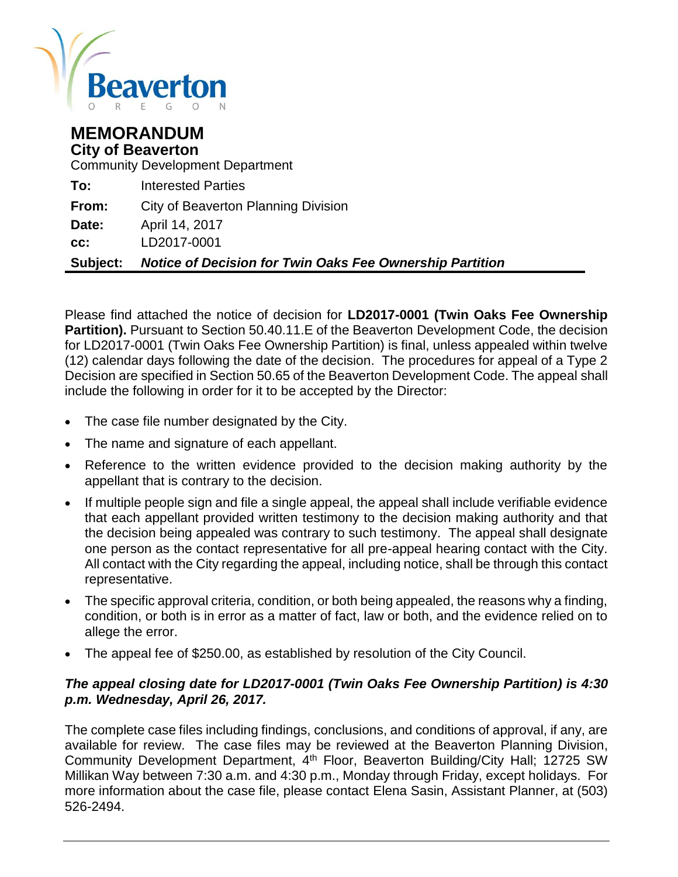Beaverton
OREGON

# MEMORANDUM

## City of Beaverton

Community Development Department

**To:** Interested Parties

**From:** City of Beaverton Planning Division

**Date:** April 14, 2017

**cc:** LD2017-0001

**Subject:** ***Notice of Decision for Twin Oaks Fee Ownership Partition***

Please find attached the notice of decision for **LD2017-0001 (Twin Oaks Fee Ownership Partition).** Pursuant to Section 50.40.11.E of the Beaverton Development Code, the decision for LD2017-0001 (Twin Oaks Fee Ownership Partition) is final, unless appealed within twelve (12) calendar days following the date of the decision. The procedures for appeal of a Type 2 Decision are specified in Section 50.65 of the Beaverton Development Code. The appeal shall include the following in order for it to be accepted by the Director:

- The case file number designated by the City.
- The name and signature of each appellant.
- Reference to the written evidence provided to the decision making authority by the appellant that is contrary to the decision.
- If multiple people sign and file a single appeal, the appeal shall include verifiable evidence that each appellant provided written testimony to the decision making authority and that the decision being appealed was contrary to such testimony. The appeal shall designate one person as the contact representative for all pre-appeal hearing contact with the City. All contact with the City regarding the appeal, including notice, shall be through this contact representative.
- The specific approval criteria, condition, or both being appealed, the reasons why a finding, condition, or both is in error as a matter of fact, law or both, and the evidence relied on to allege the error.
- The appeal fee of $250.00, as established by resolution of the City Council.

***The appeal closing date for LD2017-0001 (Twin Oaks Fee Ownership Partition) is 4:30 p.m. Wednesday, April 26, 2017.***

The complete case files including findings, conclusions, and conditions of approval, if any, are available for review. The case files may be reviewed at the Beaverton Planning Division, Community Development Department, 4th Floor, Beaverton Building/City Hall; 12725 SW Millikan Way between 7:30 a.m. and 4:30 p.m., Monday through Friday, except holidays. For more information about the case file, please contact Elena Sasin, Assistant Planner, at (503) 526-2494.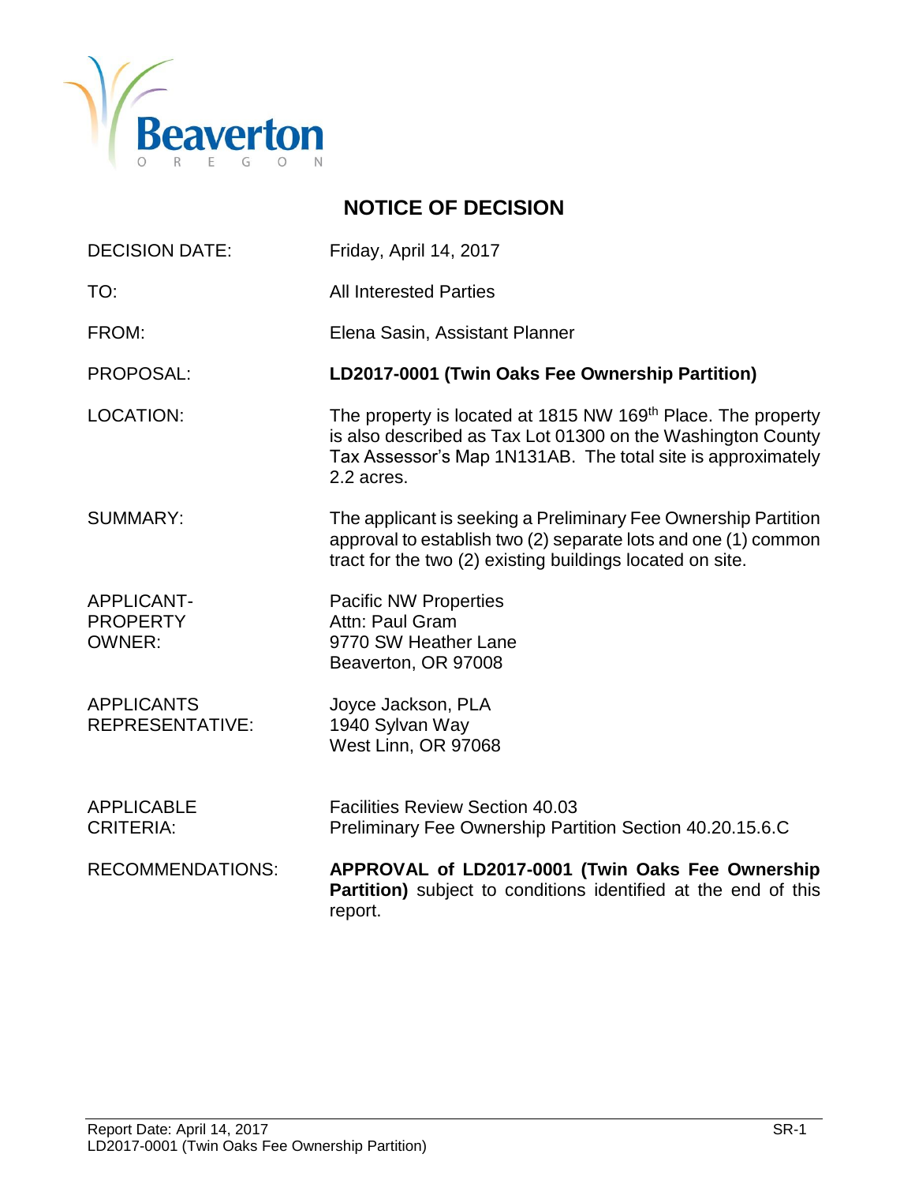Beaverton
OREGON

# NOTICE OF DECISION

| | |
|---|---|
| DECISION DATE: | Friday, April 14, 2017 |
| TO: | All Interested Parties |
| FROM: | Elena Sasin, Assistant Planner |
| PROPOSAL: | **LD2017-0001 (Twin Oaks Fee Ownership Partition)** |
| LOCATION: | The property is located at 1815 NW 169th Place. The property is also described as Tax Lot 01300 on the Washington County Tax Assessor's Map 1N131AB. The total site is approximately 2.2 acres. |
| SUMMARY: | The applicant is seeking a Preliminary Fee Ownership Partition approval to establish two (2) separate lots and one (1) common tract for the two (2) existing buildings located on site. |
| APPLICANT-PROPERTY OWNER: | Pacific NW Properties<br>Attn: Paul Gram<br>9770 SW Heather Lane<br>Beaverton, OR 97008 |
| APPLICANTS REPRESENTATIVE: | Joyce Jackson, PLA<br>1940 Sylvan Way<br>West Linn, OR 97068 |
| APPLICABLE CRITERIA: | Facilities Review Section 40.03<br>Preliminary Fee Ownership Partition Section 40.20.15.6.C |
| RECOMMENDATIONS: | **APPROVAL of LD2017-0001 (Twin Oaks Fee Ownership Partition)** subject to conditions identified at the end of this report. |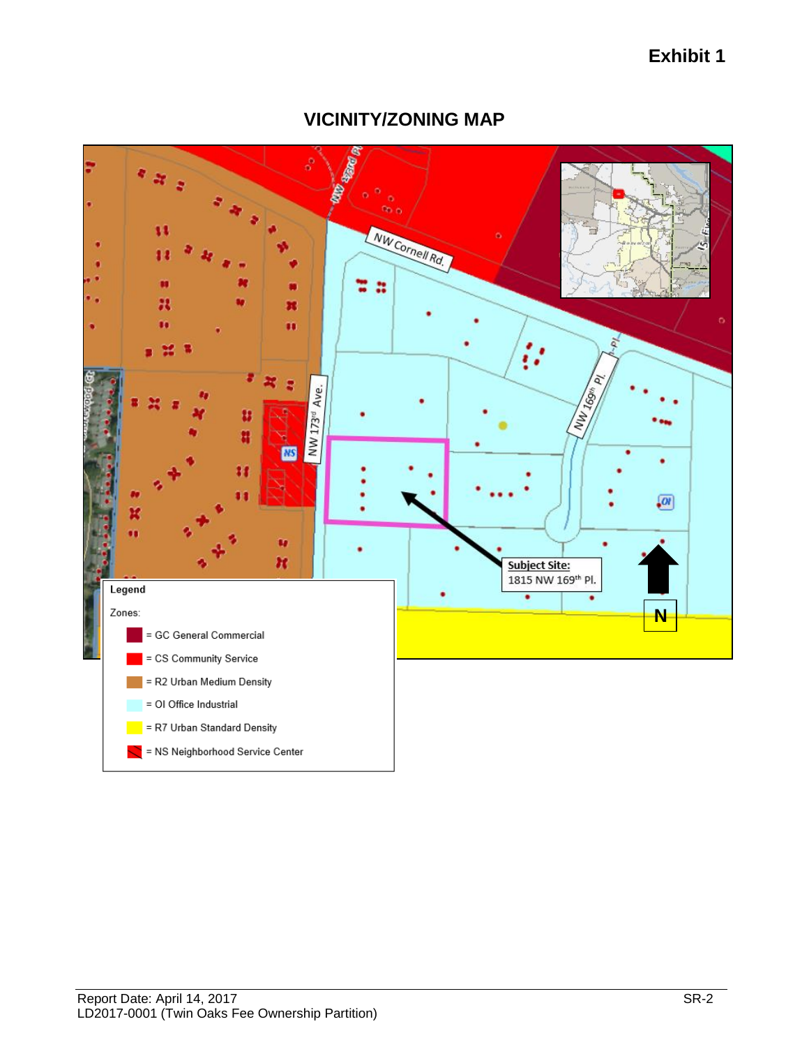# Exhibit 1

## VICINITY/ZONING MAP

NW 173rd Ave.

NW Cornell Rd.

NW 169th Pl.

NS

OI

Subject Site:
1815 NW 169th Pl.

N

**Legend**

Zones:

- = GC General Commercial
- = CS Community Service
- = R2 Urban Medium Density
- = OI Office Industrial
- = R7 Urban Standard Density
- = NS Neighborhood Service Center

Report Date: April 14, 2017
LD2017-0001 (Twin Oaks Fee Ownership Partition)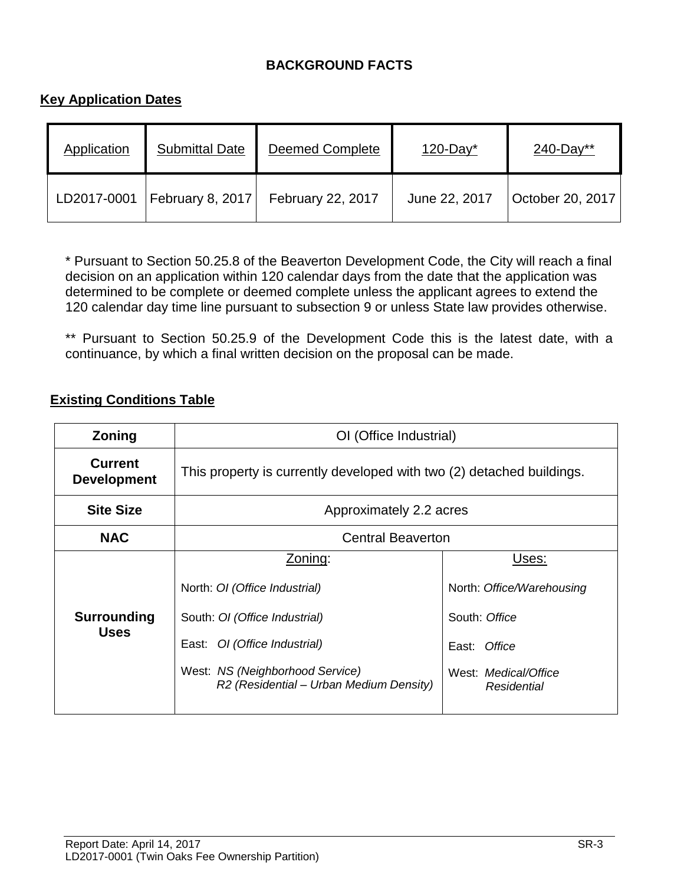## BACKGROUND FACTS

### Key Application Dates

| Application | Submittal Date | Deemed Complete | 120-Day* | 240-Day** |
|---|---|---|---|---|
| LD2017-0001 | February 8, 2017 | February 22, 2017 | June 22, 2017 | October 20, 2017 |

\* Pursuant to Section 50.25.8 of the Beaverton Development Code, the City will reach a final decision on an application within 120 calendar days from the date that the application was determined to be complete or deemed complete unless the applicant agrees to extend the 120 calendar day time line pursuant to subsection 9 or unless State law provides otherwise.

\*\* Pursuant to Section 50.25.9 of the Development Code this is the latest date, with a continuance, by which a final written decision on the proposal can be made.

### Existing Conditions Table

| | | |
|---|---|---|
| **Zoning** | OI (Office Industrial) | |
| **Current Development** | This property is currently developed with two (2) detached buildings. | |
| **Site Size** | Approximately 2.2 acres | |
| **NAC** | Central Beaverton | |
| **Surrounding Uses** | Zoning:<br>North: *OI (Office Industrial)*<br>South: *OI (Office Industrial)*<br>East: *OI (Office Industrial)*<br>West: *NS (Neighborhood Service)*<br>*R2 (Residential – Urban Medium Density)* | Uses:<br>North: *Office/Warehousing*<br>South: *Office*<br>East: *Office*<br>West: *Medical/Office*<br>*Residential* |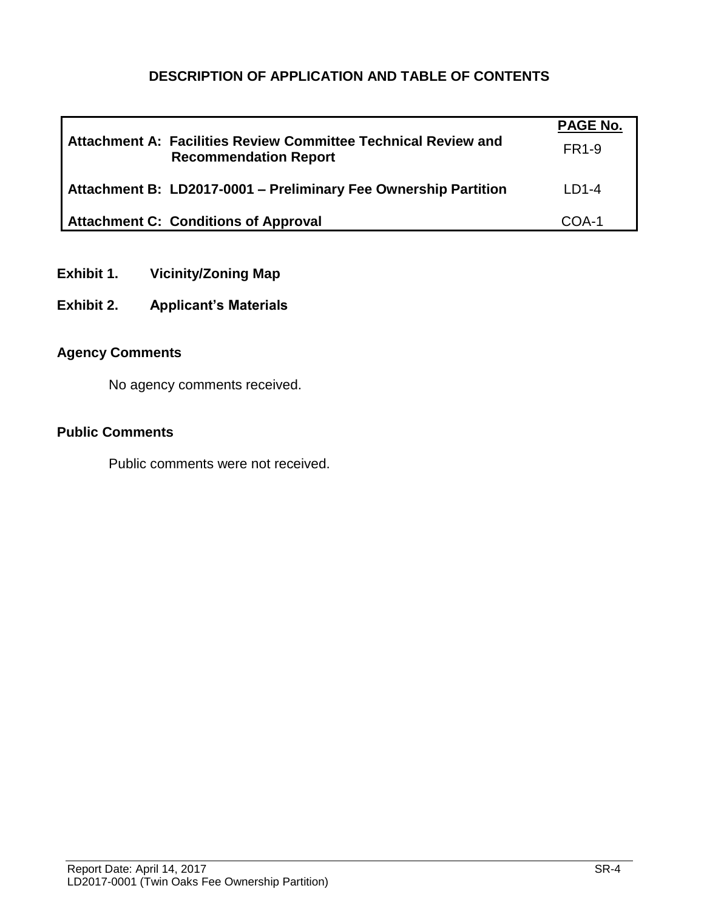## DESCRIPTION OF APPLICATION AND TABLE OF CONTENTS

| | PAGE No. |
|---|---|
| **Attachment A: Facilities Review Committee Technical Review and Recommendation Report** | FR1-9 |
| **Attachment B: LD2017-0001 – Preliminary Fee Ownership Partition** | LD1-4 |
| **Attachment C: Conditions of Approval** | COA-1 |

**Exhibit 1. Vicinity/Zoning Map**

**Exhibit 2. Applicant's Materials**

### Agency Comments

No agency comments received.

### Public Comments

Public comments were not received.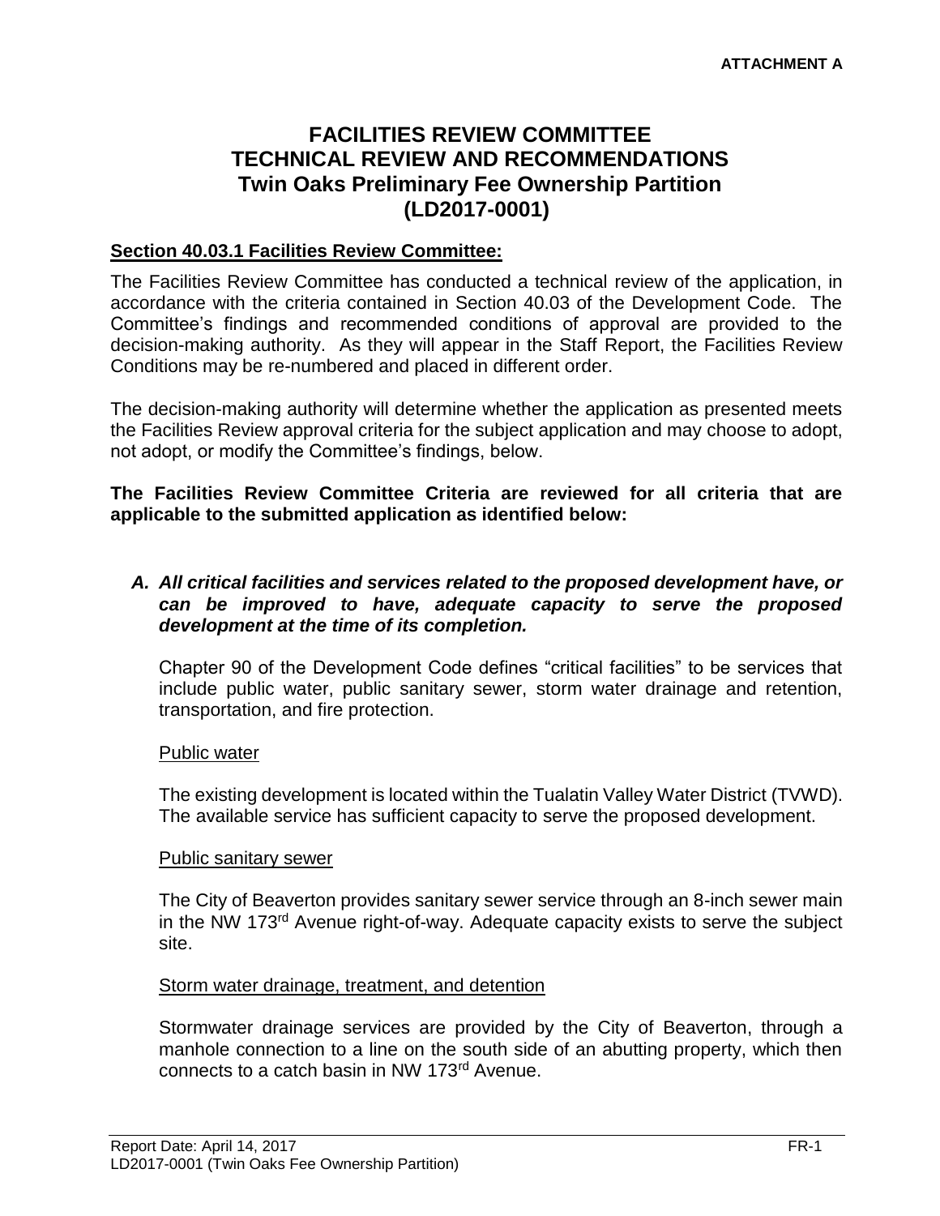**ATTACHMENT A**

# FACILITIES REVIEW COMMITTEE TECHNICAL REVIEW AND RECOMMENDATIONS Twin Oaks Preliminary Fee Ownership Partition (LD2017-0001)

## Section 40.03.1 Facilities Review Committee:

The Facilities Review Committee has conducted a technical review of the application, in accordance with the criteria contained in Section 40.03 of the Development Code. The Committee's findings and recommended conditions of approval are provided to the decision-making authority. As they will appear in the Staff Report, the Facilities Review Conditions may be re-numbered and placed in different order.

The decision-making authority will determine whether the application as presented meets the Facilities Review approval criteria for the subject application and may choose to adopt, not adopt, or modify the Committee's findings, below.

**The Facilities Review Committee Criteria are reviewed for all criteria that are applicable to the submitted application as identified below:**

***A. All critical facilities and services related to the proposed development have, or can be improved to have, adequate capacity to serve the proposed development at the time of its completion.***

Chapter 90 of the Development Code defines "critical facilities" to be services that include public water, public sanitary sewer, storm water drainage and retention, transportation, and fire protection.

Public water

The existing development is located within the Tualatin Valley Water District (TVWD). The available service has sufficient capacity to serve the proposed development.

Public sanitary sewer

The City of Beaverton provides sanitary sewer service through an 8-inch sewer main in the NW 173rd Avenue right-of-way. Adequate capacity exists to serve the subject site.

Storm water drainage, treatment, and detention

Stormwater drainage services are provided by the City of Beaverton, through a manhole connection to a line on the south side of an abutting property, which then connects to a catch basin in NW 173rd Avenue.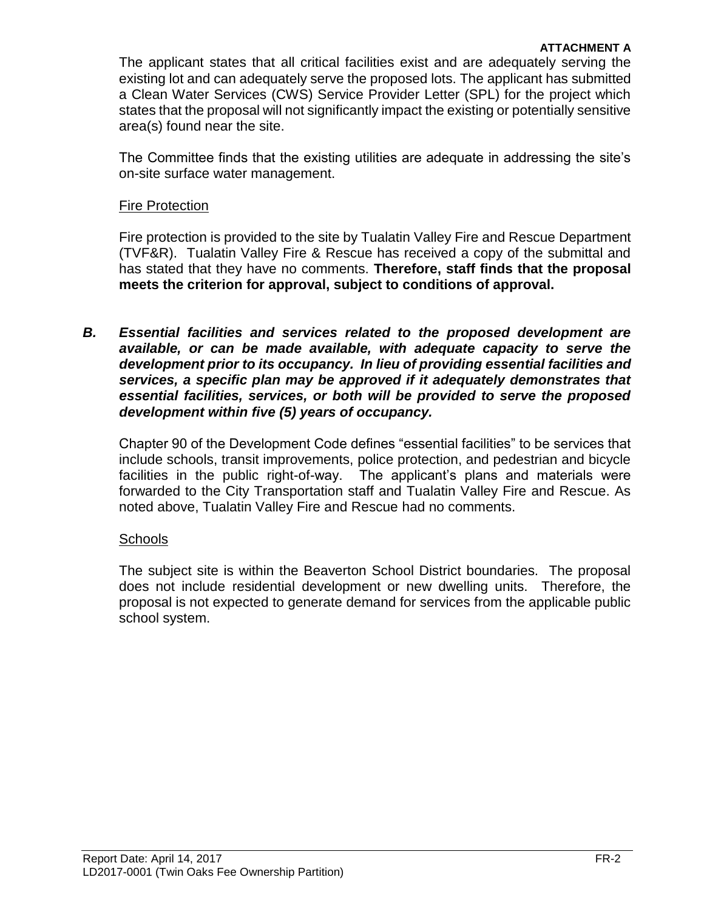The applicant states that all critical facilities exist and are adequately serving the existing lot and can adequately serve the proposed lots. The applicant has submitted a Clean Water Services (CWS) Service Provider Letter (SPL) for the project which states that the proposal will not significantly impact the existing or potentially sensitive area(s) found near the site.

The Committee finds that the existing utilities are adequate in addressing the site's on-site surface water management.

Fire Protection

Fire protection is provided to the site by Tualatin Valley Fire and Rescue Department (TVF&R). Tualatin Valley Fire & Rescue has received a copy of the submittal and has stated that they have no comments. **Therefore, staff finds that the proposal meets the criterion for approval, subject to conditions of approval.**

***B. Essential facilities and services related to the proposed development are available, or can be made available, with adequate capacity to serve the development prior to its occupancy. In lieu of providing essential facilities and services, a specific plan may be approved if it adequately demonstrates that essential facilities, services, or both will be provided to serve the proposed development within five (5) years of occupancy.***

Chapter 90 of the Development Code defines "essential facilities" to be services that include schools, transit improvements, police protection, and pedestrian and bicycle facilities in the public right-of-way. The applicant's plans and materials were forwarded to the City Transportation staff and Tualatin Valley Fire and Rescue. As noted above, Tualatin Valley Fire and Rescue had no comments.

Schools

The subject site is within the Beaverton School District boundaries. The proposal does not include residential development or new dwelling units. Therefore, the proposal is not expected to generate demand for services from the applicable public school system.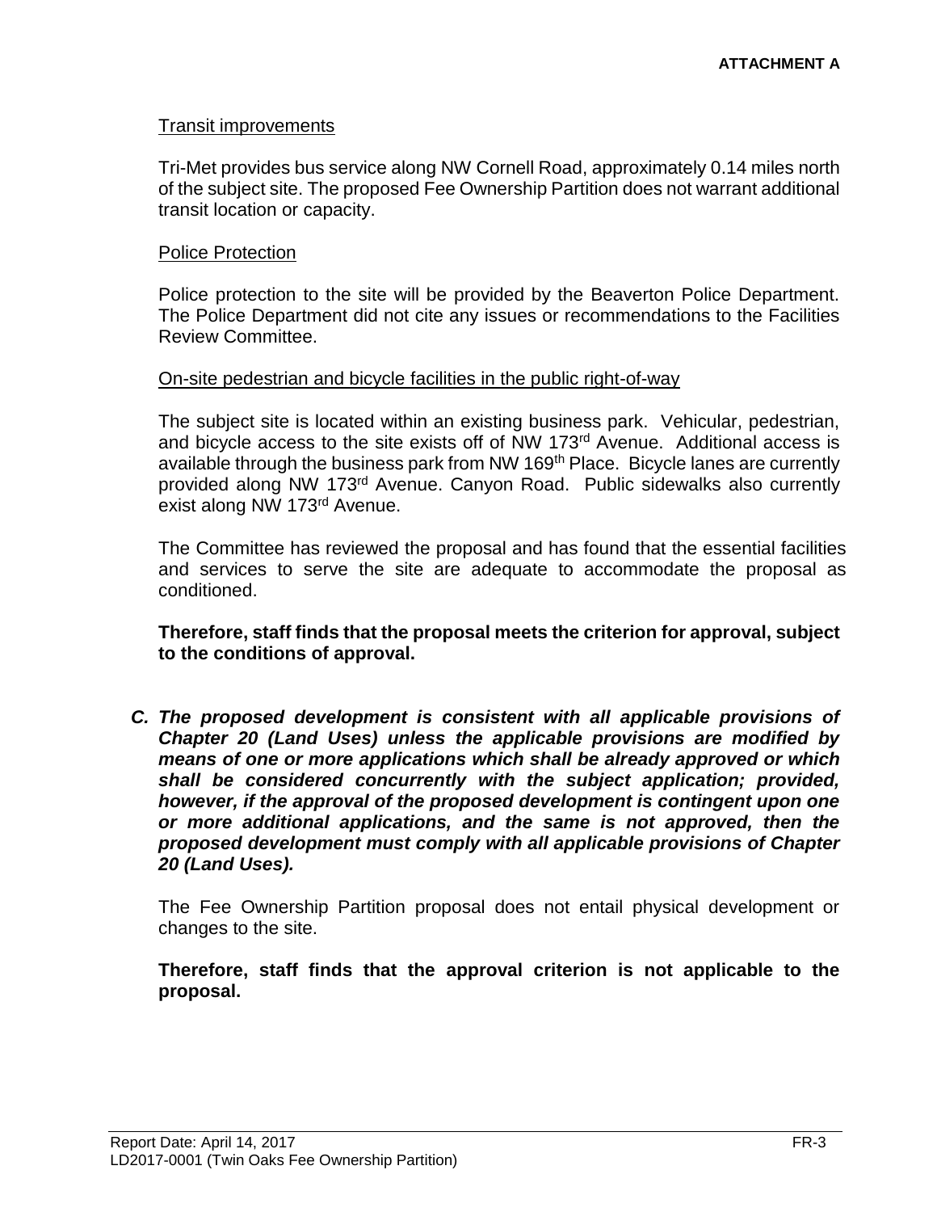Transit improvements

Tri-Met provides bus service along NW Cornell Road, approximately 0.14 miles north of the subject site. The proposed Fee Ownership Partition does not warrant additional transit location or capacity.

Police Protection

Police protection to the site will be provided by the Beaverton Police Department. The Police Department did not cite any issues or recommendations to the Facilities Review Committee.

On-site pedestrian and bicycle facilities in the public right-of-way

The subject site is located within an existing business park. Vehicular, pedestrian, and bicycle access to the site exists off of NW 173rd Avenue. Additional access is available through the business park from NW 169th Place. Bicycle lanes are currently provided along NW 173rd Avenue. Canyon Road. Public sidewalks also currently exist along NW 173rd Avenue.

The Committee has reviewed the proposal and has found that the essential facilities and services to serve the site are adequate to accommodate the proposal as conditioned.

**Therefore, staff finds that the proposal meets the criterion for approval, subject to the conditions of approval.**

***C. The proposed development is consistent with all applicable provisions of Chapter 20 (Land Uses) unless the applicable provisions are modified by means of one or more applications which shall be already approved or which shall be considered concurrently with the subject application; provided, however, if the approval of the proposed development is contingent upon one or more additional applications, and the same is not approved, then the proposed development must comply with all applicable provisions of Chapter 20 (Land Uses).***

The Fee Ownership Partition proposal does not entail physical development or changes to the site.

**Therefore, staff finds that the approval criterion is not applicable to the proposal.**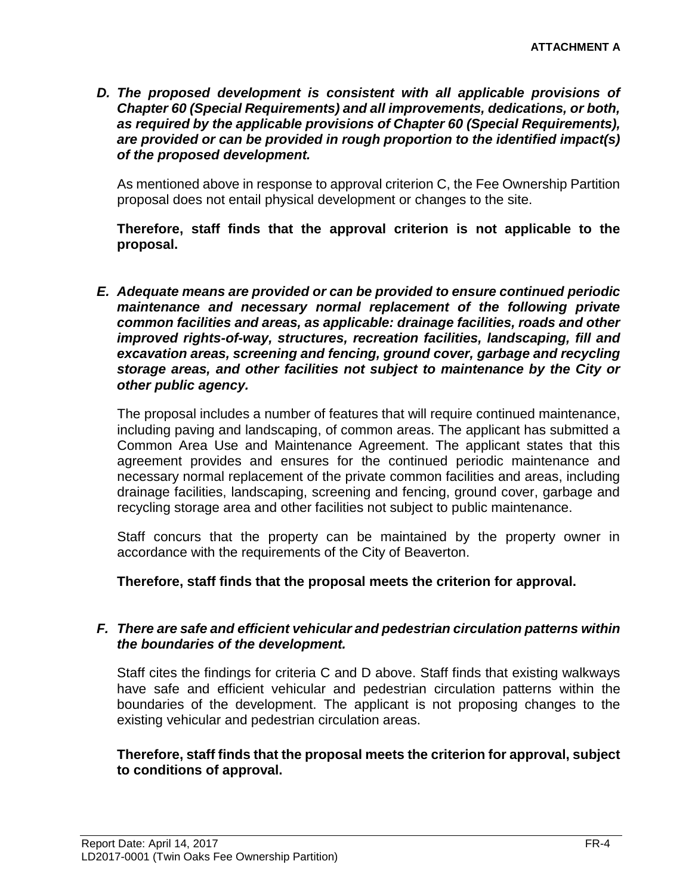***D. The proposed development is consistent with all applicable provisions of Chapter 60 (Special Requirements) and all improvements, dedications, or both, as required by the applicable provisions of Chapter 60 (Special Requirements), are provided or can be provided in rough proportion to the identified impact(s) of the proposed development.***

As mentioned above in response to approval criterion C, the Fee Ownership Partition proposal does not entail physical development or changes to the site.

**Therefore, staff finds that the approval criterion is not applicable to the proposal.**

***E. Adequate means are provided or can be provided to ensure continued periodic maintenance and necessary normal replacement of the following private common facilities and areas, as applicable: drainage facilities, roads and other improved rights-of-way, structures, recreation facilities, landscaping, fill and excavation areas, screening and fencing, ground cover, garbage and recycling storage areas, and other facilities not subject to maintenance by the City or other public agency.***

The proposal includes a number of features that will require continued maintenance, including paving and landscaping, of common areas. The applicant has submitted a Common Area Use and Maintenance Agreement. The applicant states that this agreement provides and ensures for the continued periodic maintenance and necessary normal replacement of the private common facilities and areas, including drainage facilities, landscaping, screening and fencing, ground cover, garbage and recycling storage area and other facilities not subject to public maintenance.

Staff concurs that the property can be maintained by the property owner in accordance with the requirements of the City of Beaverton.

**Therefore, staff finds that the proposal meets the criterion for approval.**

***F. There are safe and efficient vehicular and pedestrian circulation patterns within the boundaries of the development.***

Staff cites the findings for criteria C and D above. Staff finds that existing walkways have safe and efficient vehicular and pedestrian circulation patterns within the boundaries of the development. The applicant is not proposing changes to the existing vehicular and pedestrian circulation areas.

**Therefore, staff finds that the proposal meets the criterion for approval, subject to conditions of approval.**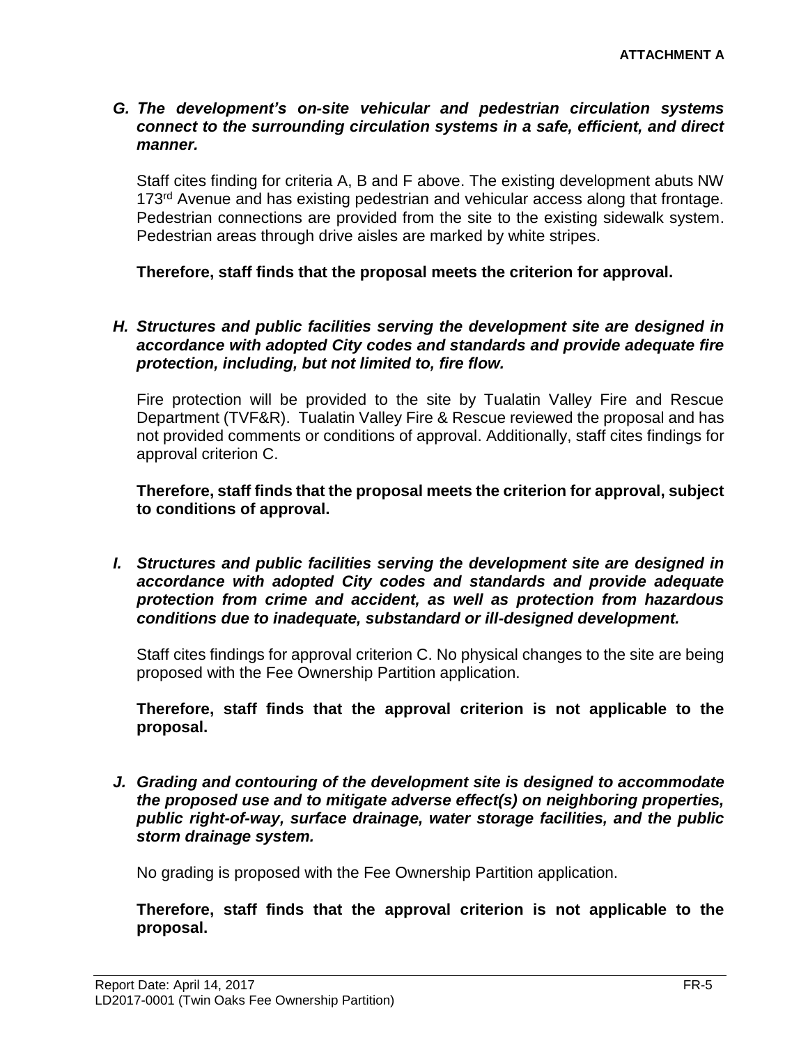**ATTACHMENT A**

***G. The development's on-site vehicular and pedestrian circulation systems connect to the surrounding circulation systems in a safe, efficient, and direct manner.***

Staff cites finding for criteria A, B and F above. The existing development abuts NW 173rd Avenue and has existing pedestrian and vehicular access along that frontage. Pedestrian connections are provided from the site to the existing sidewalk system. Pedestrian areas through drive aisles are marked by white stripes.

**Therefore, staff finds that the proposal meets the criterion for approval.**

***H. Structures and public facilities serving the development site are designed in accordance with adopted City codes and standards and provide adequate fire protection, including, but not limited to, fire flow.***

Fire protection will be provided to the site by Tualatin Valley Fire and Rescue Department (TVF&R). Tualatin Valley Fire & Rescue reviewed the proposal and has not provided comments or conditions of approval. Additionally, staff cites findings for approval criterion C.

**Therefore, staff finds that the proposal meets the criterion for approval, subject to conditions of approval.**

***I. Structures and public facilities serving the development site are designed in accordance with adopted City codes and standards and provide adequate protection from crime and accident, as well as protection from hazardous conditions due to inadequate, substandard or ill-designed development.***

Staff cites findings for approval criterion C. No physical changes to the site are being proposed with the Fee Ownership Partition application.

**Therefore, staff finds that the approval criterion is not applicable to the proposal.**

***J. Grading and contouring of the development site is designed to accommodate the proposed use and to mitigate adverse effect(s) on neighboring properties, public right-of-way, surface drainage, water storage facilities, and the public storm drainage system.***

No grading is proposed with the Fee Ownership Partition application.

**Therefore, staff finds that the approval criterion is not applicable to the proposal.**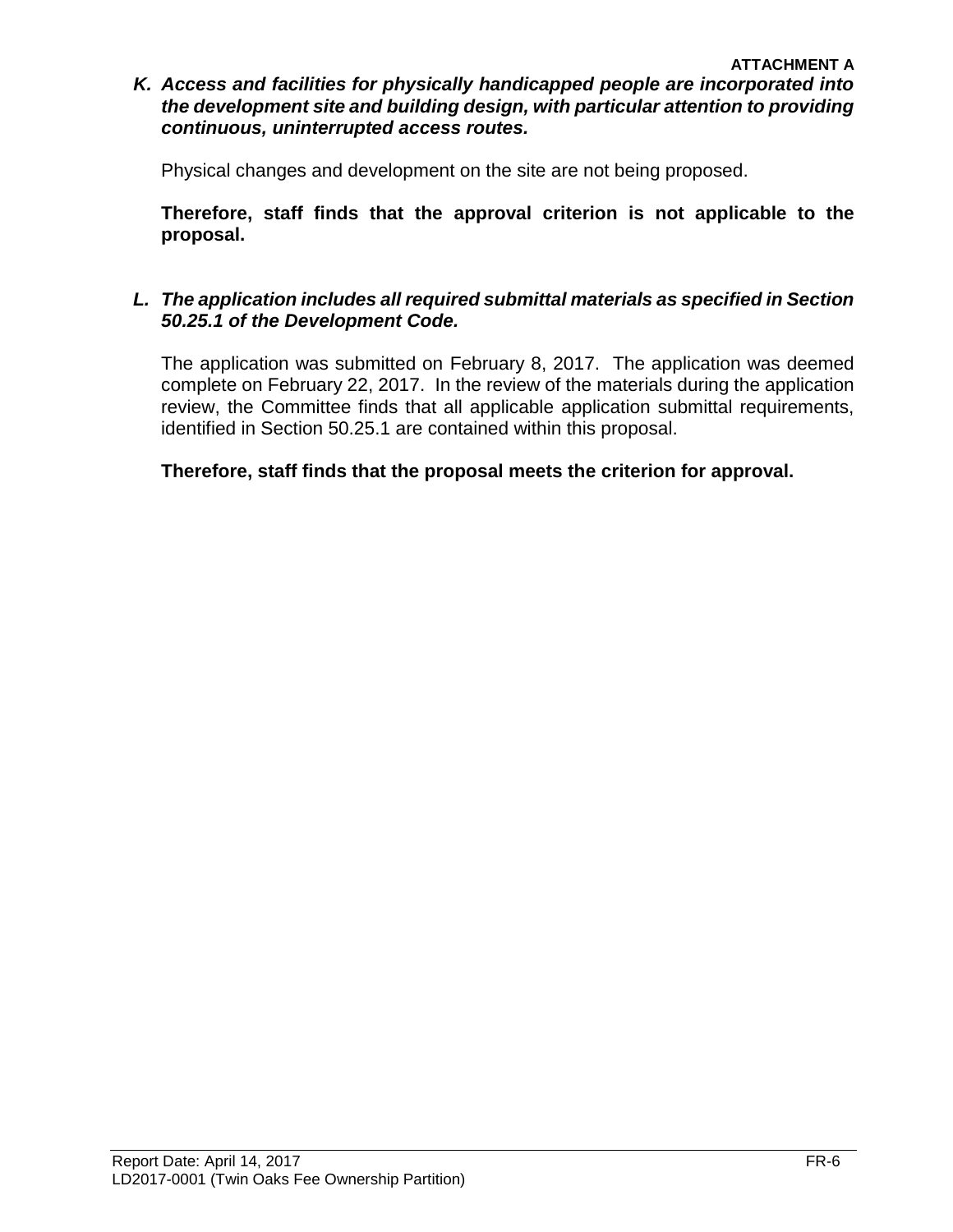***K. Access and facilities for physically handicapped people are incorporated into the development site and building design, with particular attention to providing continuous, uninterrupted access routes.***

Physical changes and development on the site are not being proposed.

**Therefore, staff finds that the approval criterion is not applicable to the proposal.**

***L. The application includes all required submittal materials as specified in Section 50.25.1 of the Development Code.***

The application was submitted on February 8, 2017. The application was deemed complete on February 22, 2017. In the review of the materials during the application review, the Committee finds that all applicable application submittal requirements, identified in Section 50.25.1 are contained within this proposal.

**Therefore, staff finds that the proposal meets the criterion for approval.**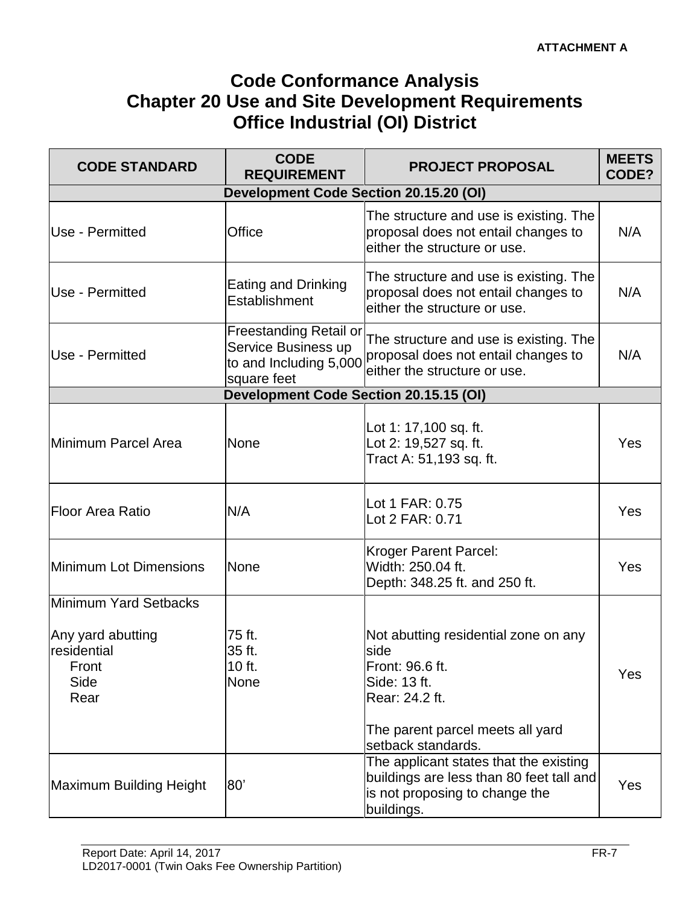**ATTACHMENT A**

# Code Conformance Analysis
# Chapter 20 Use and Site Development Requirements
# Office Industrial (OI) District

| CODE STANDARD | CODE REQUIREMENT | PROJECT PROPOSAL | MEETS CODE? |
|---|---|---|---|
| **Development Code Section 20.15.20 (OI)** | | | |
| Use - Permitted | Office | The structure and use is existing. The proposal does not entail changes to either the structure or use. | N/A |
| Use - Permitted | Eating and Drinking Establishment | The structure and use is existing. The proposal does not entail changes to either the structure or use. | N/A |
| Use - Permitted | Freestanding Retail or Service Business up to and Including 5,000 square feet | The structure and use is existing. The proposal does not entail changes to either the structure or use. | N/A |
| **Development Code Section 20.15.15 (OI)** | | | |
| Minimum Parcel Area | None | Lot 1: 17,100 sq. ft.<br>Lot 2: 19,527 sq. ft.<br>Tract A: 51,193 sq. ft. | Yes |
| Floor Area Ratio | N/A | Lot 1 FAR: 0.75<br>Lot 2 FAR: 0.71 | Yes |
| Minimum Lot Dimensions | None | Kroger Parent Parcel:<br>Width: 250.04 ft.<br>Depth: 348.25 ft. and 250 ft. | Yes |
| Minimum Yard Setbacks<br><br>Any yard abutting residential<br>Front<br>Side<br>Rear | <br><br>75 ft.<br>35 ft.<br>10 ft.<br>None | <br><br>Not abutting residential zone on any side<br>Front: 96.6 ft.<br>Side: 13 ft.<br>Rear: 24.2 ft.<br><br>The parent parcel meets all yard setback standards. | Yes |
| Maximum Building Height | 80' | The applicant states that the existing buildings are less than 80 feet tall and is not proposing to change the buildings. | Yes |

Report Date: April 14, 2017
LD2017-0001 (Twin Oaks Fee Ownership Partition)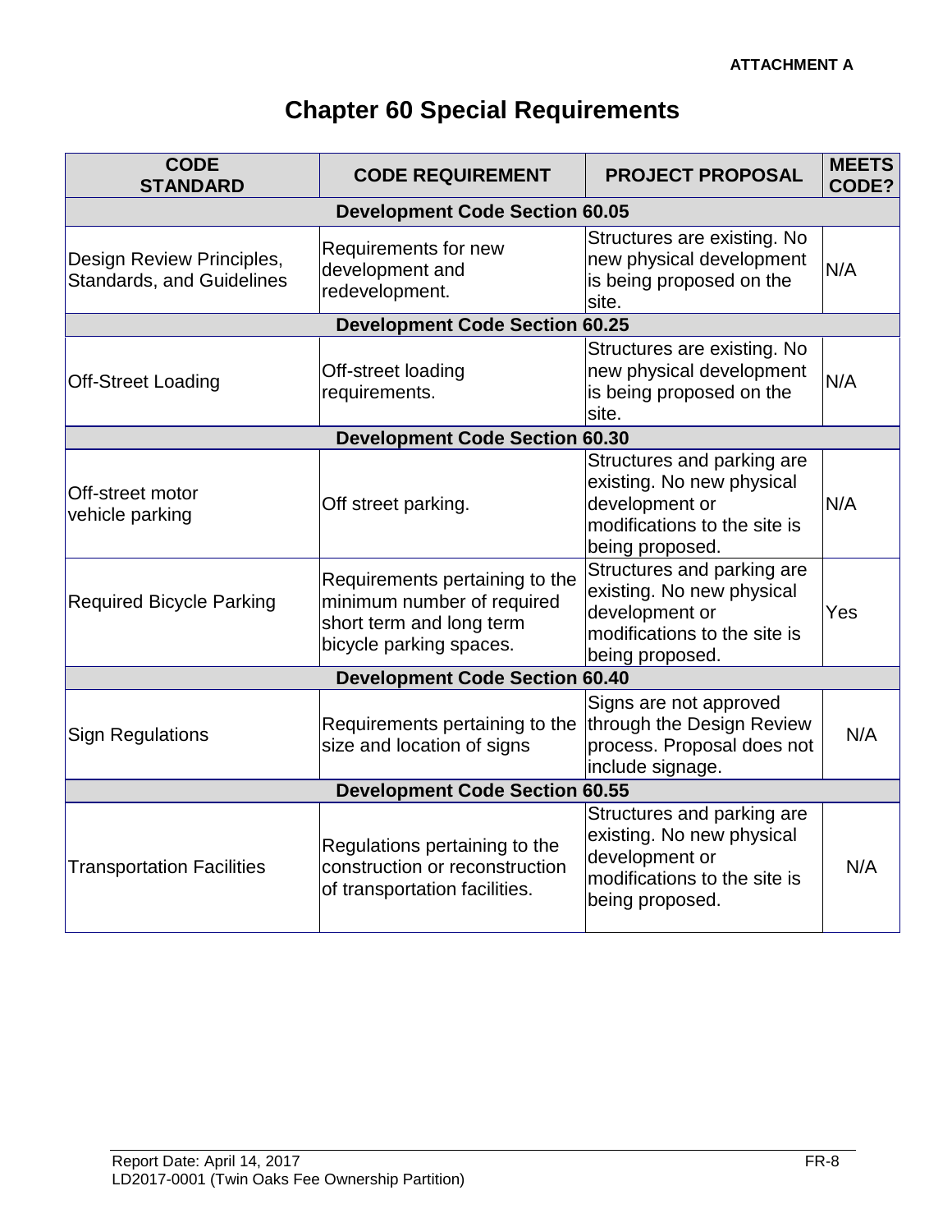ATTACHMENT A

# Chapter 60 Special Requirements

| CODE STANDARD | CODE REQUIREMENT | PROJECT PROPOSAL | MEETS CODE? |
|---|---|---|---|
| **Development Code Section 60.05** | | | |
| Design Review Principles, Standards, and Guidelines | Requirements for new development and redevelopment. | Structures are existing. No new physical development is being proposed on the site. | N/A |
| **Development Code Section 60.25** | | | |
| Off-Street Loading | Off-street loading requirements. | Structures are existing. No new physical development is being proposed on the site. | N/A |
| **Development Code Section 60.30** | | | |
| Off-street motor vehicle parking | Off street parking. | Structures and parking are existing. No new physical development or modifications to the site is being proposed. | N/A |
| Required Bicycle Parking | Requirements pertaining to the minimum number of required short term and long term bicycle parking spaces. | Structures and parking are existing. No new physical development or modifications to the site is being proposed. | Yes |
| **Development Code Section 60.40** | | | |
| Sign Regulations | Requirements pertaining to the size and location of signs | Signs are not approved through the Design Review process. Proposal does not include signage. | N/A |
| **Development Code Section 60.55** | | | |
| Transportation Facilities | Regulations pertaining to the construction or reconstruction of transportation facilities. | Structures and parking are existing. No new physical development or modifications to the site is being proposed. | N/A |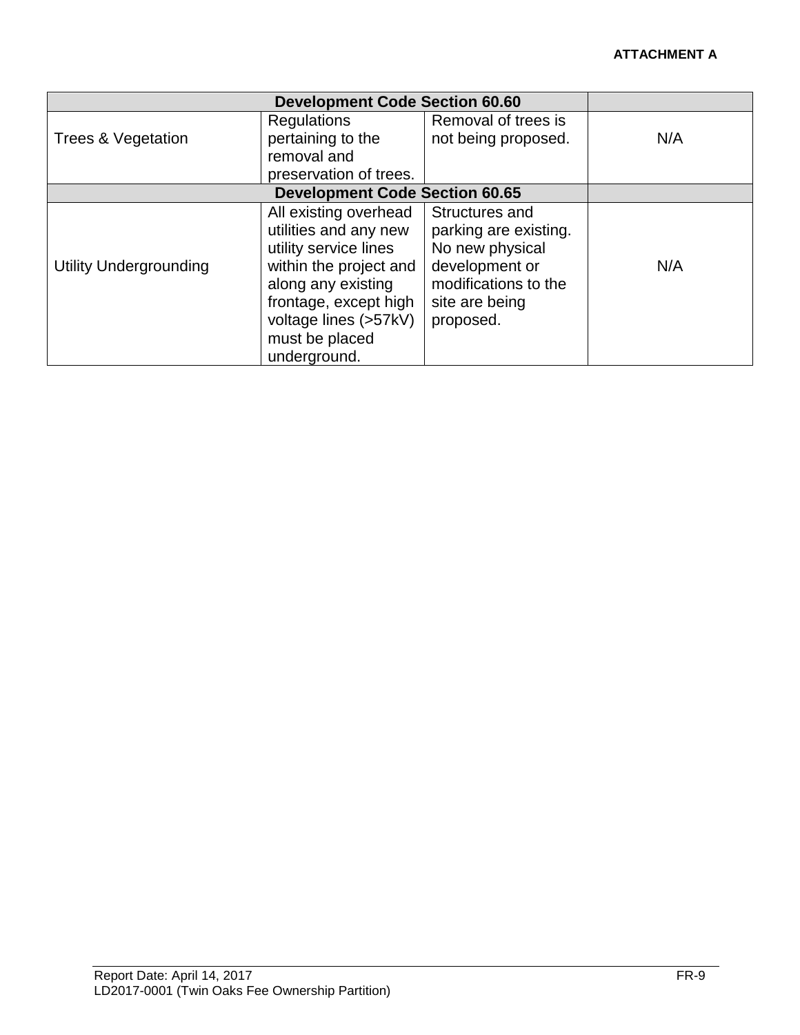**ATTACHMENT A**

| Development Code Section 60.60 | | | |
|---|---|---|---|
| Trees & Vegetation | Regulations pertaining to the removal and preservation of trees. | Removal of trees is not being proposed. | N/A |
| **Development Code Section 60.65** | | | |
| Utility Undergrounding | All existing overhead utilities and any new utility service lines within the project and along any existing frontage, except high voltage lines (>57kV) must be placed underground. | Structures and parking are existing. No new physical development or modifications to the site are being proposed. | N/A |

Report Date: April 14, 2017
LD2017-0001 (Twin Oaks Fee Ownership Partition)
FR-9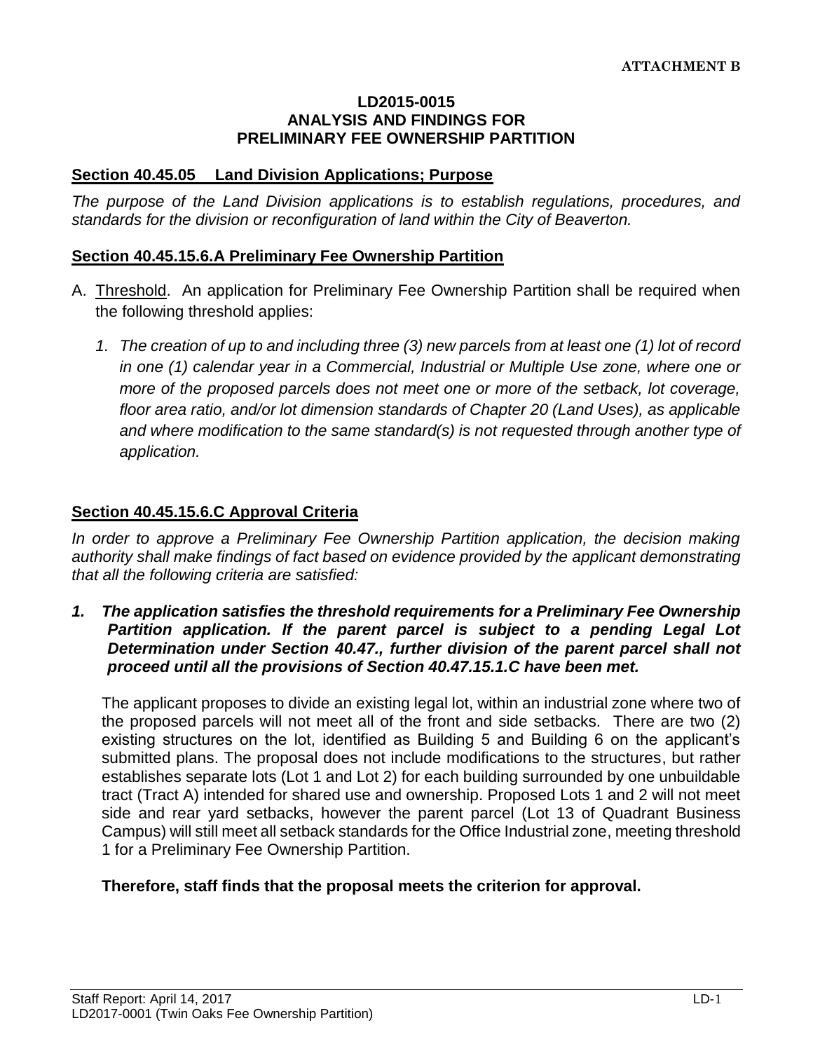**ATTACHMENT B**

**LD2015-0015**
**ANALYSIS AND FINDINGS FOR**
**PRELIMINARY FEE OWNERSHIP PARTITION**

## Section 40.45.05 Land Division Applications; Purpose

*The purpose of the Land Division applications is to establish regulations, procedures, and standards for the division or reconfiguration of land within the City of Beaverton.*

## Section 40.45.15.6.A Preliminary Fee Ownership Partition

A. Threshold. An application for Preliminary Fee Ownership Partition shall be required when the following threshold applies:

   *1. The creation of up to and including three (3) new parcels from at least one (1) lot of record in one (1) calendar year in a Commercial, Industrial or Multiple Use zone, where one or more of the proposed parcels does not meet one or more of the setback, lot coverage, floor area ratio, and/or lot dimension standards of Chapter 20 (Land Uses), as applicable and where modification to the same standard(s) is not requested through another type of application.*

## Section 40.45.15.6.C Approval Criteria

*In order to approve a Preliminary Fee Ownership Partition application, the decision making authority shall make findings of fact based on evidence provided by the applicant demonstrating that all the following criteria are satisfied:*

***1. The application satisfies the threshold requirements for a Preliminary Fee Ownership Partition application. If the parent parcel is subject to a pending Legal Lot Determination under Section 40.47., further division of the parent parcel shall not proceed until all the provisions of Section 40.47.15.1.C have been met.***

The applicant proposes to divide an existing legal lot, within an industrial zone where two of the proposed parcels will not meet all of the front and side setbacks. There are two (2) existing structures on the lot, identified as Building 5 and Building 6 on the applicant's submitted plans. The proposal does not include modifications to the structures, but rather establishes separate lots (Lot 1 and Lot 2) for each building surrounded by one unbuildable tract (Tract A) intended for shared use and ownership. Proposed Lots 1 and 2 will not meet side and rear yard setbacks, however the parent parcel (Lot 13 of Quadrant Business Campus) will still meet all setback standards for the Office Industrial zone, meeting threshold 1 for a Preliminary Fee Ownership Partition.

**Therefore, staff finds that the proposal meets the criterion for approval.**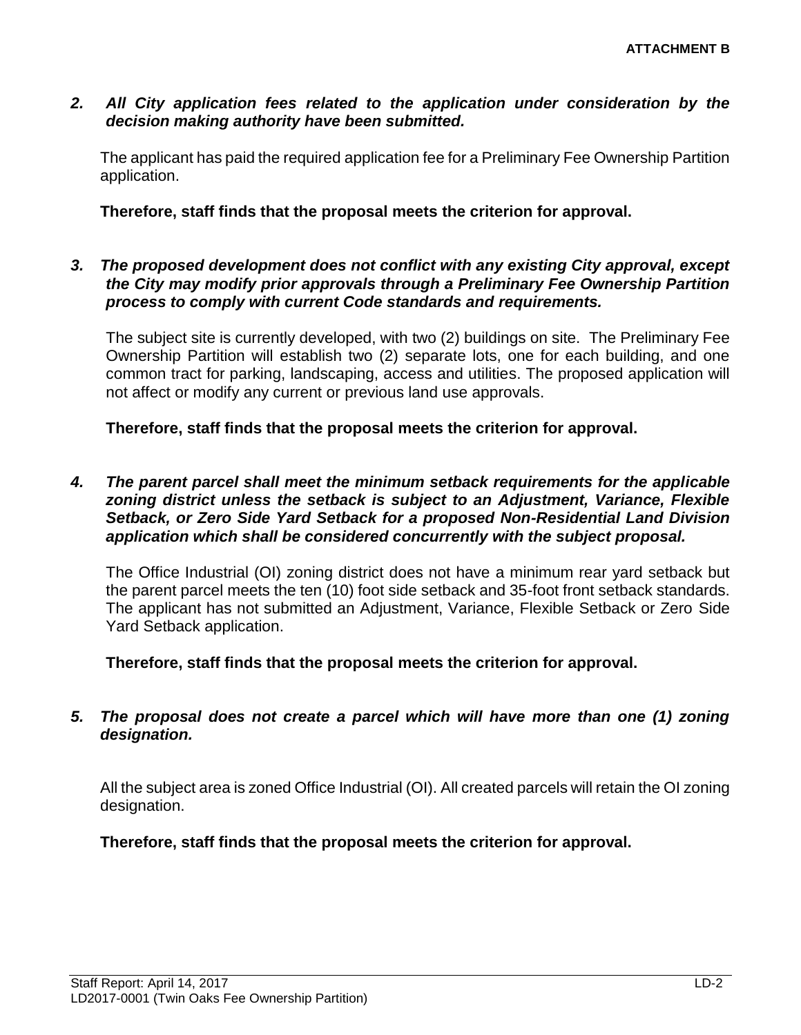*2. All City application fees related to the application under consideration by the decision making authority have been submitted.*

The applicant has paid the required application fee for a Preliminary Fee Ownership Partition application.

**Therefore, staff finds that the proposal meets the criterion for approval.**

*3. The proposed development does not conflict with any existing City approval, except the City may modify prior approvals through a Preliminary Fee Ownership Partition process to comply with current Code standards and requirements.*

The subject site is currently developed, with two (2) buildings on site. The Preliminary Fee Ownership Partition will establish two (2) separate lots, one for each building, and one common tract for parking, landscaping, access and utilities. The proposed application will not affect or modify any current or previous land use approvals.

**Therefore, staff finds that the proposal meets the criterion for approval.**

*4. The parent parcel shall meet the minimum setback requirements for the applicable zoning district unless the setback is subject to an Adjustment, Variance, Flexible Setback, or Zero Side Yard Setback for a proposed Non-Residential Land Division application which shall be considered concurrently with the subject proposal.*

The Office Industrial (OI) zoning district does not have a minimum rear yard setback but the parent parcel meets the ten (10) foot side setback and 35-foot front setback standards. The applicant has not submitted an Adjustment, Variance, Flexible Setback or Zero Side Yard Setback application.

**Therefore, staff finds that the proposal meets the criterion for approval.**

*5. The proposal does not create a parcel which will have more than one (1) zoning designation.*

All the subject area is zoned Office Industrial (OI). All created parcels will retain the OI zoning designation.

**Therefore, staff finds that the proposal meets the criterion for approval.**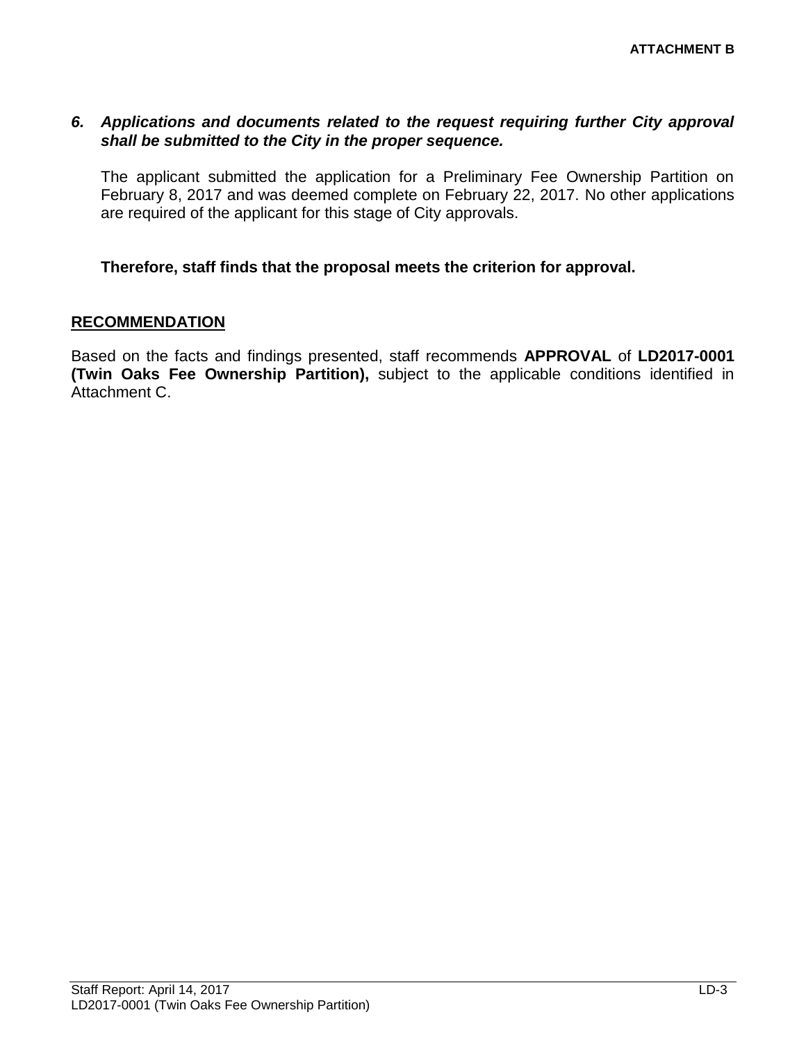***6. Applications and documents related to the request requiring further City approval shall be submitted to the City in the proper sequence.***

The applicant submitted the application for a Preliminary Fee Ownership Partition on February 8, 2017 and was deemed complete on February 22, 2017. No other applications are required of the applicant for this stage of City approvals.

**Therefore, staff finds that the proposal meets the criterion for approval.**

## RECOMMENDATION

Based on the facts and findings presented, staff recommends **APPROVAL** of **LD2017-0001 (Twin Oaks Fee Ownership Partition),** subject to the applicable conditions identified in Attachment C.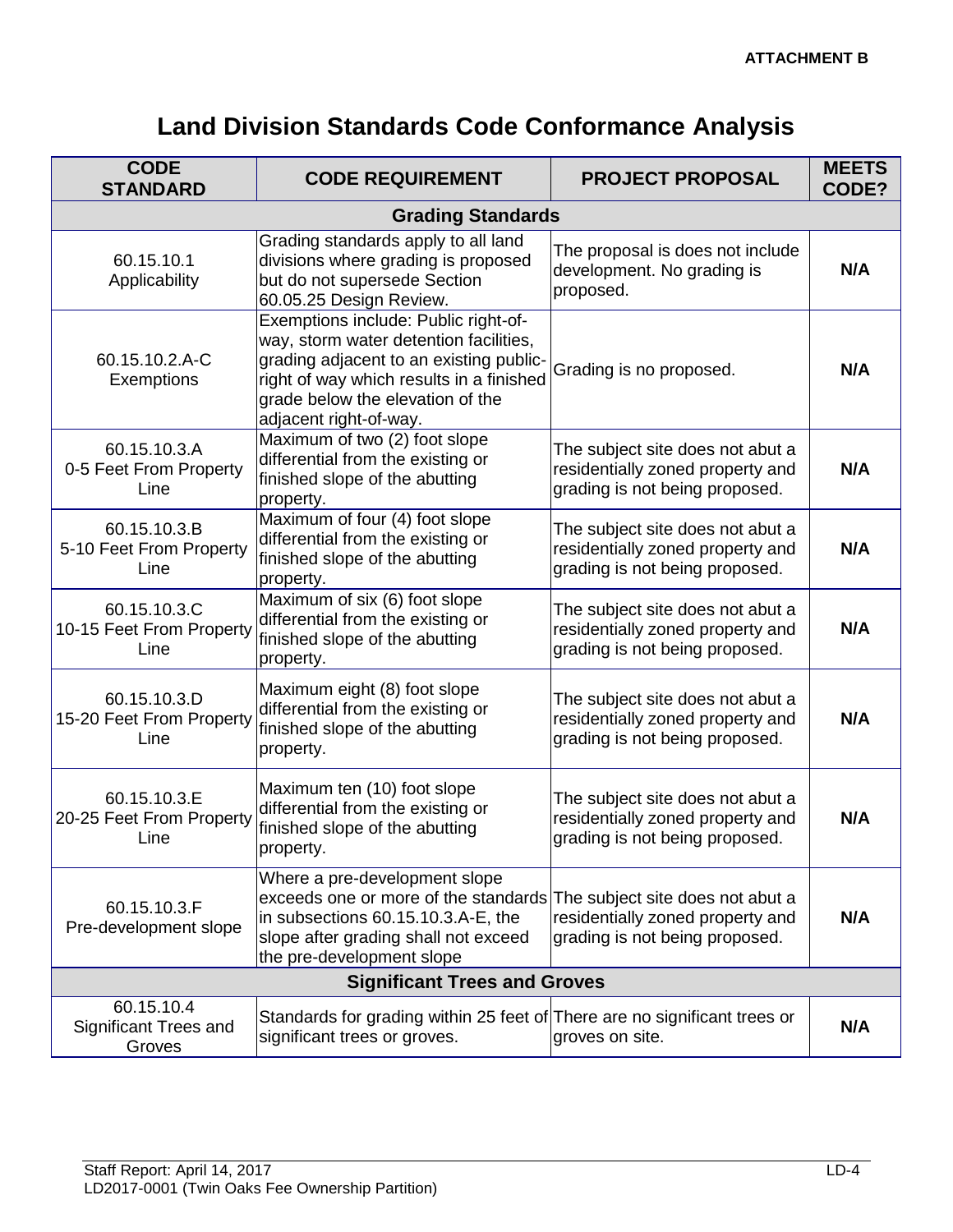**ATTACHMENT B**

# Land Division Standards Code Conformance Analysis

| CODE STANDARD | CODE REQUIREMENT | PROJECT PROPOSAL | MEETS CODE? |
|---|---|---|---|
| **Grading Standards** | | | |
| 60.15.10.1 Applicability | Grading standards apply to all land divisions where grading is proposed but do not supersede Section 60.05.25 Design Review. | The proposal is does not include development. No grading is proposed. | **N/A** |
| 60.15.10.2.A-C Exemptions | Exemptions include: Public right-of-way, storm water detention facilities, grading adjacent to an existing public-right of way which results in a finished grade below the elevation of the adjacent right-of-way. | Grading is no proposed. | **N/A** |
| 60.15.10.3.A 0-5 Feet From Property Line | Maximum of two (2) foot slope differential from the existing or finished slope of the abutting property. | The subject site does not abut a residentially zoned property and grading is not being proposed. | **N/A** |
| 60.15.10.3.B 5-10 Feet From Property Line | Maximum of four (4) foot slope differential from the existing or finished slope of the abutting property. | The subject site does not abut a residentially zoned property and grading is not being proposed. | **N/A** |
| 60.15.10.3.C 10-15 Feet From Property Line | Maximum of six (6) foot slope differential from the existing or finished slope of the abutting property. | The subject site does not abut a residentially zoned property and grading is not being proposed. | **N/A** |
| 60.15.10.3.D 15-20 Feet From Property Line | Maximum eight (8) foot slope differential from the existing or finished slope of the abutting property. | The subject site does not abut a residentially zoned property and grading is not being proposed. | **N/A** |
| 60.15.10.3.E 20-25 Feet From Property Line | Maximum ten (10) foot slope differential from the existing or finished slope of the abutting property. | The subject site does not abut a residentially zoned property and grading is not being proposed. | **N/A** |
| 60.15.10.3.F Pre-development slope | Where a pre-development slope exceeds one or more of the standards in subsections 60.15.10.3.A-E, the slope after grading shall not exceed the pre-development slope | The subject site does not abut a residentially zoned property and grading is not being proposed. | **N/A** |
| **Significant Trees and Groves** | | | |
| 60.15.10.4 Significant Trees and Groves | Standards for grading within 25 feet of significant trees or groves. | There are no significant trees or groves on site. | **N/A** |

Staff Report: April 14, 2017
LD2017-0001 (Twin Oaks Fee Ownership Partition)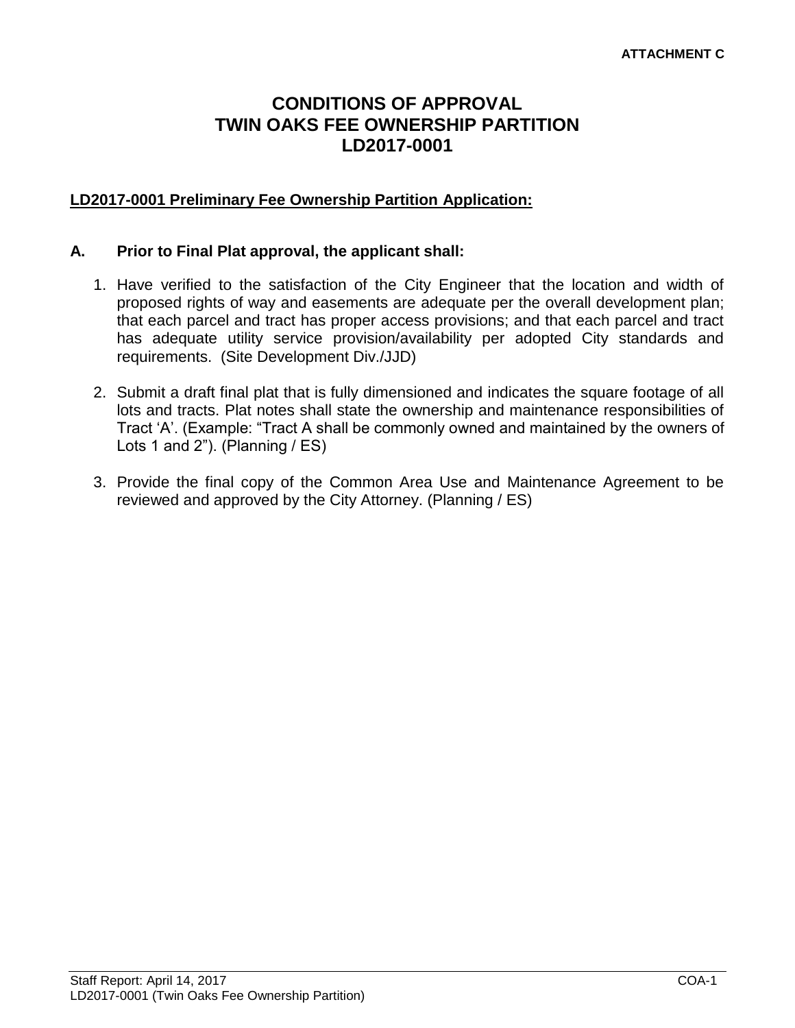ATTACHMENT C

# CONDITIONS OF APPROVAL
# TWIN OAKS FEE OWNERSHIP PARTITION
# LD2017-0001

**LD2017-0001 Preliminary Fee Ownership Partition Application:**

## A. Prior to Final Plat approval, the applicant shall:

1. Have verified to the satisfaction of the City Engineer that the location and width of proposed rights of way and easements are adequate per the overall development plan; that each parcel and tract has proper access provisions; and that each parcel and tract has adequate utility service provision/availability per adopted City standards and requirements. (Site Development Div./JJD)

2. Submit a draft final plat that is fully dimensioned and indicates the square footage of all lots and tracts. Plat notes shall state the ownership and maintenance responsibilities of Tract 'A'. (Example: "Tract A shall be commonly owned and maintained by the owners of Lots 1 and 2"). (Planning / ES)

3. Provide the final copy of the Common Area Use and Maintenance Agreement to be reviewed and approved by the City Attorney. (Planning / ES)